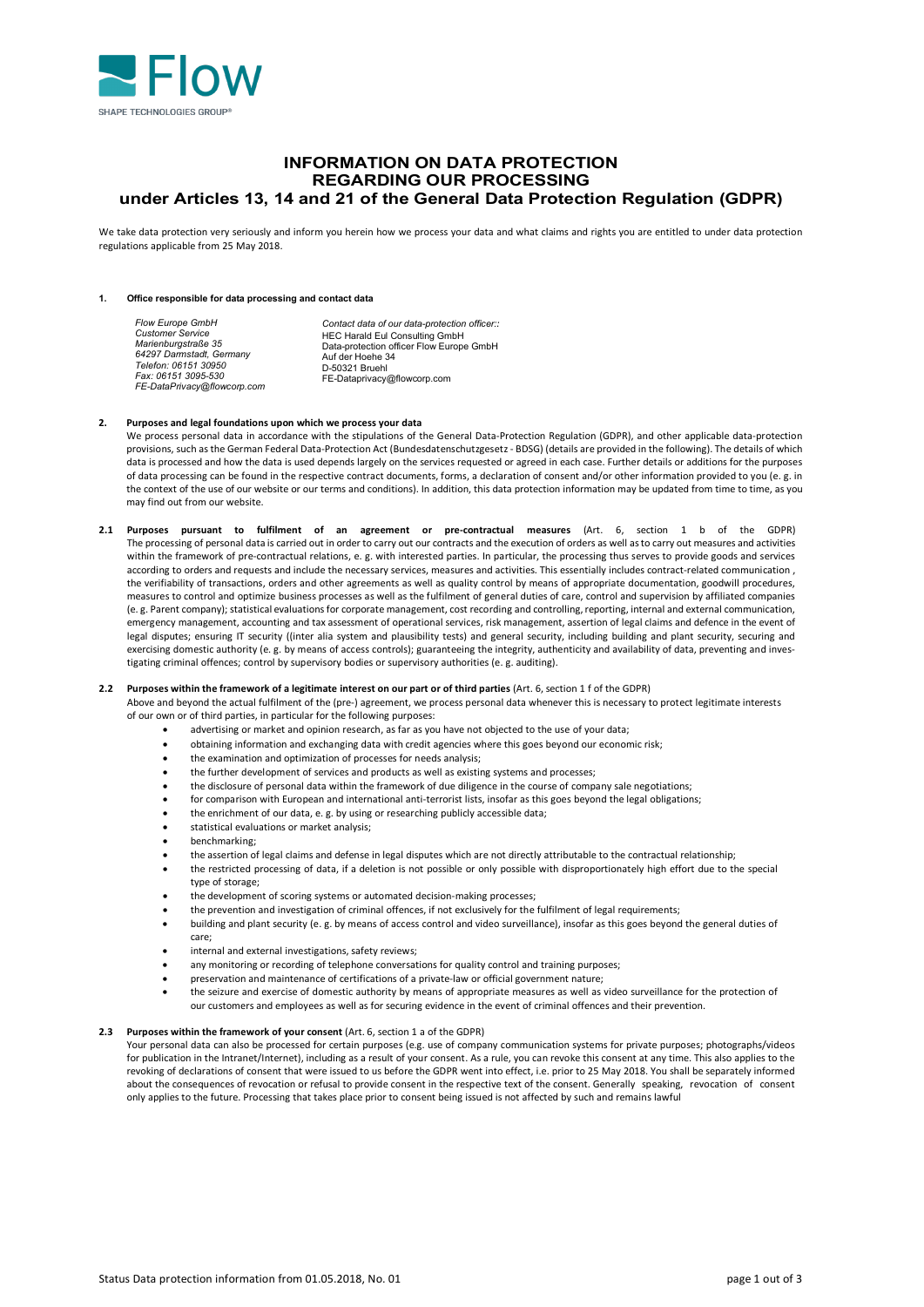Flow

SHAPE TECHNOLOGIES GROUP®

# INFORMATION ON DATA PROTECTION
# REGARDING OUR PROCESSING
# under Articles 13, 14 and 21 of the General Data Protection Regulation (GDPR)

We take data protection very seriously and inform you herein how we process your data and what claims and rights you are entitled to under data protection regulations applicable from 25 May 2018.

## 1. Office responsible for data processing and contact data

*Flow Europe GmbH*
*Customer Service*
*Marienburgstraße 35*
*64297 Darmstadt, Germany*
*Telefon: 06151 30950*
*Fax: 06151 3095-530*
*FE-DataPrivacy@flowcorp.com*

*Contact data of our data-protection officer::*
HEC Harald Eul Consulting GmbH
Data-protection officer Flow Europe GmbH
Auf der Hoehe 34
D-50321 Bruehl
FE-Dataprivacy@flowcorp.com

## 2. Purposes and legal foundations upon which we process your data

We process personal data in accordance with the stipulations of the General Data-Protection Regulation (GDPR), and other applicable data-protection provisions, such as the German Federal Data-Protection Act (Bundesdatenschutzgesetz - BDSG) (details are provided in the following). The details of which data is processed and how the data is used depends largely on the services requested or agreed in each case. Further details or additions for the purposes of data processing can be found in the respective contract documents, forms, a declaration of consent and/or other information provided to you (e. g. in the context of the use of our website or our terms and conditions). In addition, this data protection information may be updated from time to time, as you may find out from our website.

### 2.1 Purposes pursuant to fulfilment of an agreement or pre-contractual measures (Art. 6, section 1 b of the GDPR)

The processing of personal data is carried out in order to carry out our contracts and the execution of orders as well as to carry out measures and activities within the framework of pre-contractual relations, e. g. with interested parties. In particular, the processing thus serves to provide goods and services according to orders and requests and include the necessary services, measures and activities. This essentially includes contract-related communication , the verifiability of transactions, orders and other agreements as well as quality control by means of appropriate documentation, goodwill procedures, measures to control and optimize business processes as well as the fulfilment of general duties of care, control and supervision by affiliated companies (e. g. Parent company); statistical evaluations for corporate management, cost recording and controlling, reporting, internal and external communication, emergency management, accounting and tax assessment of operational services, risk management, assertion of legal claims and defence in the event of legal disputes; ensuring IT security ((inter alia system and plausibility tests) and general security, including building and plant security, securing and exercising domestic authority (e. g. by means of access controls); guaranteeing the integrity, authenticity and availability of data, preventing and investigating criminal offences; control by supervisory bodies or supervisory authorities (e. g. auditing).

### 2.2 Purposes within the framework of a legitimate interest on our part or of third parties (Art. 6, section 1 f of the GDPR)

Above and beyond the actual fulfilment of the (pre-) agreement, we process personal data whenever this is necessary to protect legitimate interests of our own or of third parties, in particular for the following purposes:

- advertising or market and opinion research, as far as you have not objected to the use of your data;
- obtaining information and exchanging data with credit agencies where this goes beyond our economic risk;
- the examination and optimization of processes for needs analysis;
- the further development of services and products as well as existing systems and processes;
- the disclosure of personal data within the framework of due diligence in the course of company sale negotiations;
- for comparison with European and international anti-terrorist lists, insofar as this goes beyond the legal obligations;
- the enrichment of our data, e. g. by using or researching publicly accessible data;
- statistical evaluations or market analysis;
- benchmarking;
- the assertion of legal claims and defense in legal disputes which are not directly attributable to the contractual relationship;
- the restricted processing of data, if a deletion is not possible or only possible with disproportionately high effort due to the special type of storage;
- the development of scoring systems or automated decision-making processes;
- the prevention and investigation of criminal offences, if not exclusively for the fulfilment of legal requirements;
- building and plant security (e. g. by means of access control and video surveillance), insofar as this goes beyond the general duties of care;
- internal and external investigations, safety reviews;
- any monitoring or recording of telephone conversations for quality control and training purposes;
- preservation and maintenance of certifications of a private-law or official government nature;
- the seizure and exercise of domestic authority by means of appropriate measures as well as video surveillance for the protection of our customers and employees as well as for securing evidence in the event of criminal offences and their prevention.

### 2.3 Purposes within the framework of your consent (Art. 6, section 1 a of the GDPR)

Your personal data can also be processed for certain purposes (e.g. use of company communication systems for private purposes; photographs/videos for publication in the Intranet/Internet), including as a result of your consent. As a rule, you can revoke this consent at any time. This also applies to the revoking of declarations of consent that were issued to us before the GDPR went into effect, i.e. prior to 25 May 2018. You shall be separately informed about the consequences of revocation or refusal to provide consent in the respective text of the consent. Generally speaking, revocation of consent only applies to the future. Processing that takes place prior to consent being issued is not affected by such and remains lawful

Status Data protection information from 01.05.2018, No. 01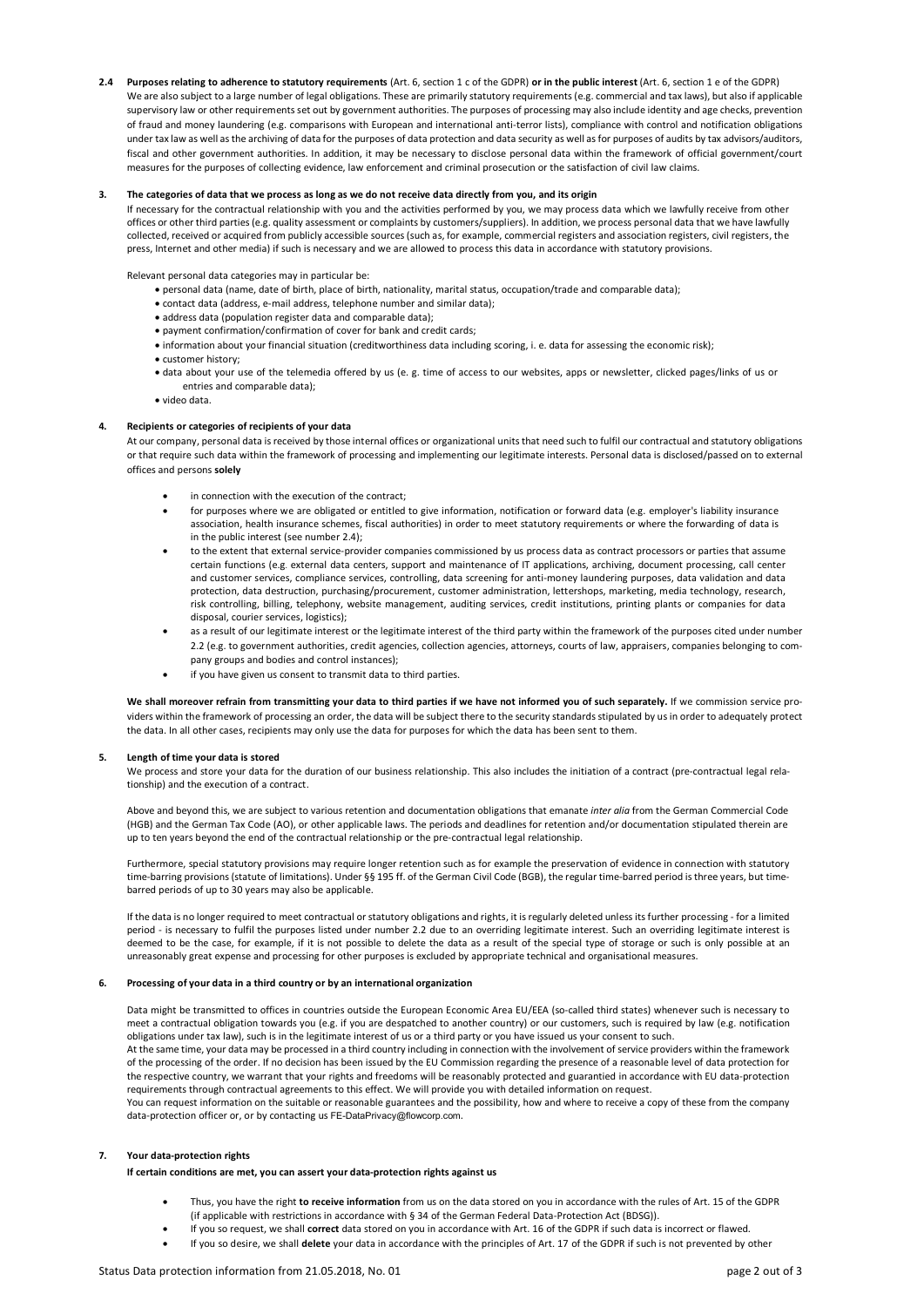**2.4 Purposes relating to adherence to statutory requirements** (Art. 6, section 1 c of the GDPR) **or in the public interest** (Art. 6, section 1 e of the GDPR)

We are also subject to a large number of legal obligations. These are primarily statutory requirements (e.g. commercial and tax laws), but also if applicable supervisory law or other requirements set out by government authorities. The purposes of processing may also include identity and age checks, prevention of fraud and money laundering (e.g. comparisons with European and international anti-terror lists), compliance with control and notification obligations under tax law as well as the archiving of data for the purposes of data protection and data security as well as for purposes of audits by tax advisors/auditors, fiscal and other government authorities. In addition, it may be necessary to disclose personal data within the framework of official government/court measures for the purposes of collecting evidence, law enforcement and criminal prosecution or the satisfaction of civil law claims.

## 3. The categories of data that we process as long as we do not receive data directly from you, and its origin

If necessary for the contractual relationship with you and the activities performed by you, we may process data which we lawfully receive from other offices or other third parties (e.g. quality assessment or complaints by customers/suppliers). In addition, we process personal data that we have lawfully collected, received or acquired from publicly accessible sources (such as, for example, commercial registers and association registers, civil registers, the press, Internet and other media) if such is necessary and we are allowed to process this data in accordance with statutory provisions.

Relevant personal data categories may in particular be:

- personal data (name, date of birth, place of birth, nationality, marital status, occupation/trade and comparable data);
- contact data (address, e-mail address, telephone number and similar data);
- address data (population register data and comparable data);
- payment confirmation/confirmation of cover for bank and credit cards;
- information about your financial situation (creditworthiness data including scoring, i. e. data for assessing the economic risk);
- customer history;
- data about your use of the telemedia offered by us (e. g. time of access to our websites, apps or newsletter, clicked pages/links of us or entries and comparable data);
- video data.

## 4. Recipients or categories of recipients of your data

At our company, personal data is received by those internal offices or organizational units that need such to fulfil our contractual and statutory obligations or that require such data within the framework of processing and implementing our legitimate interests. Personal data is disclosed/passed on to external offices and persons **solely**

- in connection with the execution of the contract;
- for purposes where we are obligated or entitled to give information, notification or forward data (e.g. employer's liability insurance association, health insurance schemes, fiscal authorities) in order to meet statutory requirements or where the forwarding of data is in the public interest (see number 2.4);
- to the extent that external service-provider companies commissioned by us process data as contract processors or parties that assume certain functions (e.g. external data centers, support and maintenance of IT applications, archiving, document processing, call center and customer services, compliance services, controlling, data screening for anti-money laundering purposes, data validation and data protection, data destruction, purchasing/procurement, customer administration, lettershops, marketing, media technology, research, risk controlling, billing, telephony, website management, auditing services, credit institutions, printing plants or companies for data disposal, courier services, logistics);
- as a result of our legitimate interest or the legitimate interest of the third party within the framework of the purposes cited under number 2.2 (e.g. to government authorities, credit agencies, collection agencies, attorneys, courts of law, appraisers, companies belonging to company groups and bodies and control instances);
- if you have given us consent to transmit data to third parties.

**We shall moreover refrain from transmitting your data to third parties if we have not informed you of such separately.** If we commission service providers within the framework of processing an order, the data will be subject there to the security standards stipulated by us in order to adequately protect the data. In all other cases, recipients may only use the data for purposes for which the data has been sent to them.

## 5. Length of time your data is stored

We process and store your data for the duration of our business relationship. This also includes the initiation of a contract (pre-contractual legal relationship) and the execution of a contract.

Above and beyond this, we are subject to various retention and documentation obligations that emanate *inter alia* from the German Commercial Code (HGB) and the German Tax Code (AO), or other applicable laws. The periods and deadlines for retention and/or documentation stipulated therein are up to ten years beyond the end of the contractual relationship or the pre-contractual legal relationship.

Furthermore, special statutory provisions may require longer retention such as for example the preservation of evidence in connection with statutory time-barring provisions (statute of limitations). Under §§ 195 ff. of the German Civil Code (BGB), the regular time-barred period is three years, but time-barred periods of up to 30 years may also be applicable.

If the data is no longer required to meet contractual or statutory obligations and rights, it is regularly deleted unless its further processing - for a limited period - is necessary to fulfil the purposes listed under number 2.2 due to an overriding legitimate interest. Such an overriding legitimate interest is deemed to be the case, for example, if it is not possible to delete the data as a result of the special type of storage or such is only possible at an unreasonably great expense and processing for other purposes is excluded by appropriate technical and organisational measures.

## 6. Processing of your data in a third country or by an international organization

Data might be transmitted to offices in countries outside the European Economic Area EU/EEA (so-called third states) whenever such is necessary to meet a contractual obligation towards you (e.g. if you are despatched to another country) or our customers, such is required by law (e.g. notification obligations under tax law), such is in the legitimate interest of us or a third party or you have issued us your consent to such.

At the same time, your data may be processed in a third country including in connection with the involvement of service providers within the framework of the processing of the order. If no decision has been issued by the EU Commission regarding the presence of a reasonable level of data protection for the respective country, we warrant that your rights and freedoms will be reasonably protected and guarantied in accordance with EU data-protection requirements through contractual agreements to this effect. We will provide you with detailed information on request.

You can request information on the suitable or reasonable guarantees and the possibility, how and where to receive a copy of these from the company data-protection officer or, or by contacting us FE-DataPrivacy@flowcorp.com.

## 7. Your data-protection rights

**If certain conditions are met, you can assert your data-protection rights against us**

- Thus, you have the right **to receive information** from us on the data stored on you in accordance with the rules of Art. 15 of the GDPR (if applicable with restrictions in accordance with § 34 of the German Federal Data-Protection Act (BDSG)).
- If you so request, we shall **correct** data stored on you in accordance with Art. 16 of the GDPR if such data is incorrect or flawed.
- If you so desire, we shall **delete** your data in accordance with the principles of Art. 17 of the GDPR if such is not prevented by other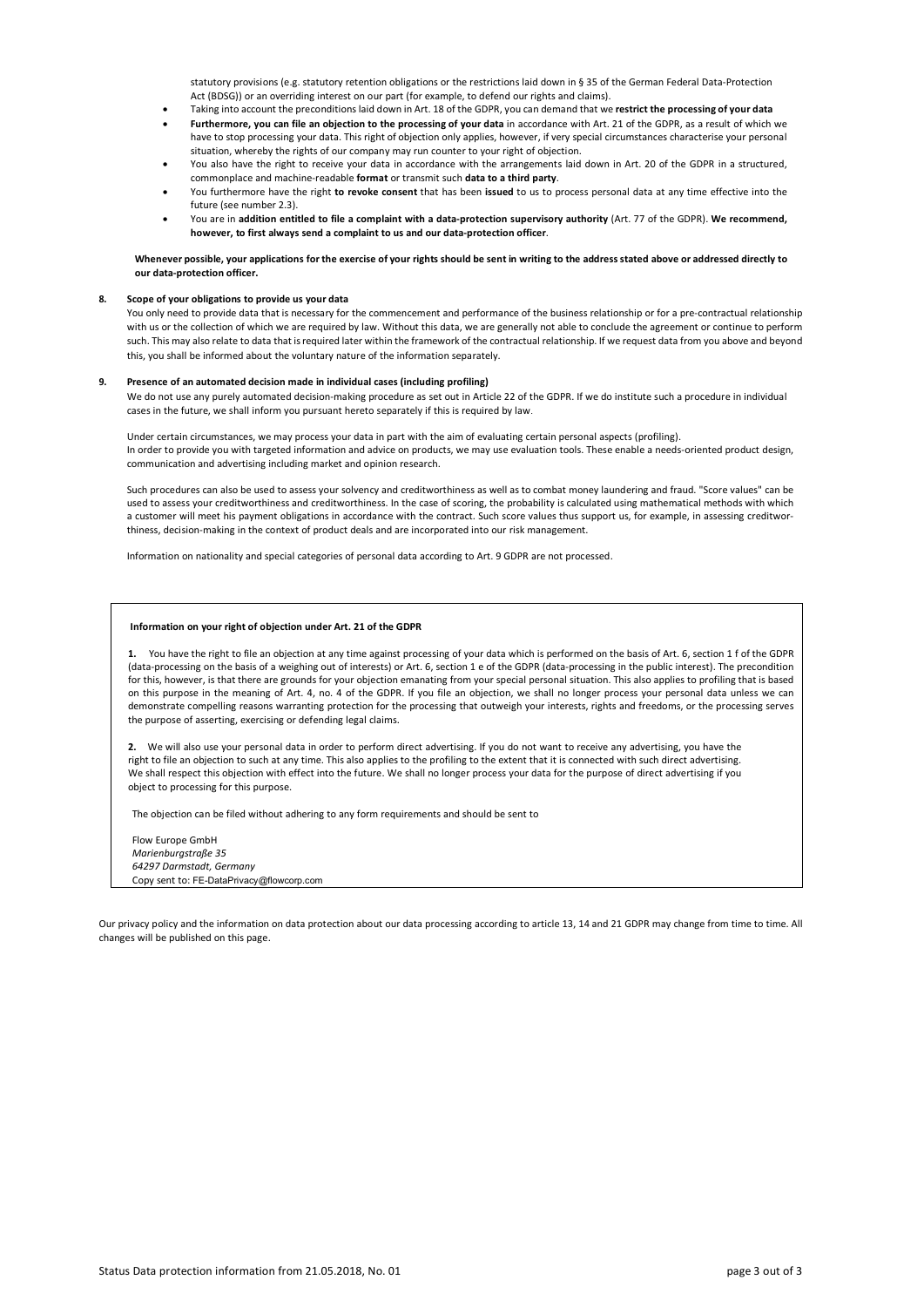statutory provisions (e.g. statutory retention obligations or the restrictions laid down in § 35 of the German Federal Data-Protection Act (BDSG)) or an overriding interest on our part (for example, to defend our rights and claims).

- Taking into account the preconditions laid down in Art. 18 of the GDPR, you can demand that we **restrict the processing of your data**
- **Furthermore, you can file an objection to the processing of your data** in accordance with Art. 21 of the GDPR, as a result of which we have to stop processing your data. This right of objection only applies, however, if very special circumstances characterise your personal situation, whereby the rights of our company may run counter to your right of objection.
- You also have the right to receive your data in accordance with the arrangements laid down in Art. 20 of the GDPR in a structured, commonplace and machine-readable **format** or transmit such **data to a third party**.
- You furthermore have the right **to revoke consent** that has been **issued** to us to process personal data at any time effective into the future (see number 2.3).
- You are in **addition entitled to file a complaint with a data-protection supervisory authority** (Art. 77 of the GDPR). **We recommend, however, to first always send a complaint to us and our data-protection officer**.

**Whenever possible, your applications for the exercise of your rights should be sent in writing to the address stated above or addressed directly to our data-protection officer.**

## 8. Scope of your obligations to provide us your data

You only need to provide data that is necessary for the commencement and performance of the business relationship or for a pre-contractual relationship with us or the collection of which we are required by law. Without this data, we are generally not able to conclude the agreement or continue to perform such. This may also relate to data that is required later within the framework of the contractual relationship. If we request data from you above and beyond this, you shall be informed about the voluntary nature of the information separately.

## 9. Presence of an automated decision made in individual cases (including profiling)

We do not use any purely automated decision-making procedure as set out in Article 22 of the GDPR. If we do institute such a procedure in individual cases in the future, we shall inform you pursuant hereto separately if this is required by law.

Under certain circumstances, we may process your data in part with the aim of evaluating certain personal aspects (profiling).
In order to provide you with targeted information and advice on products, we may use evaluation tools. These enable a needs-oriented product design, communication and advertising including market and opinion research.

Such procedures can also be used to assess your solvency and creditworthiness as well as to combat money laundering and fraud. "Score values" can be used to assess your creditworthiness and creditworthiness. In the case of scoring, the probability is calculated using mathematical methods with which a customer will meet his payment obligations in accordance with the contract. Such score values thus support us, for example, in assessing creditworthiness, decision-making in the context of product deals and are incorporated into our risk management.

Information on nationality and special categories of personal data according to Art. 9 GDPR are not processed.

---

**Information on your right of objection under Art. 21 of the GDPR**

**1.** You have the right to file an objection at any time against processing of your data which is performed on the basis of Art. 6, section 1 f of the GDPR (data-processing on the basis of a weighing out of interests) or Art. 6, section 1 e of the GDPR (data-processing in the public interest). The precondition for this, however, is that there are grounds for your objection emanating from your special personal situation. This also applies to profiling that is based on this purpose in the meaning of Art. 4, no. 4 of the GDPR. If you file an objection, we shall no longer process your personal data unless we can demonstrate compelling reasons warranting protection for the processing that outweigh your interests, rights and freedoms, or the processing serves the purpose of asserting, exercising or defending legal claims.

**2.** We will also use your personal data in order to perform direct advertising. If you do not want to receive any advertising, you have the right to file an objection to such at any time. This also applies to the profiling to the extent that it is connected with such direct advertising. We shall respect this objection with effect into the future. We shall no longer process your data for the purpose of direct advertising if you object to processing for this purpose.

The objection can be filed without adhering to any form requirements and should be sent to

Flow Europe GmbH
*Marienburgstraße 35*
*64297 Darmstadt, Germany*
Copy sent to: FE-DataPrivacy@flowcorp.com

---

Our privacy policy and the information on data protection about our data processing according to article 13, 14 and 21 GDPR may change from time to time. All changes will be published on this page.

Status Data protection information from 21.05.2018, No. 01